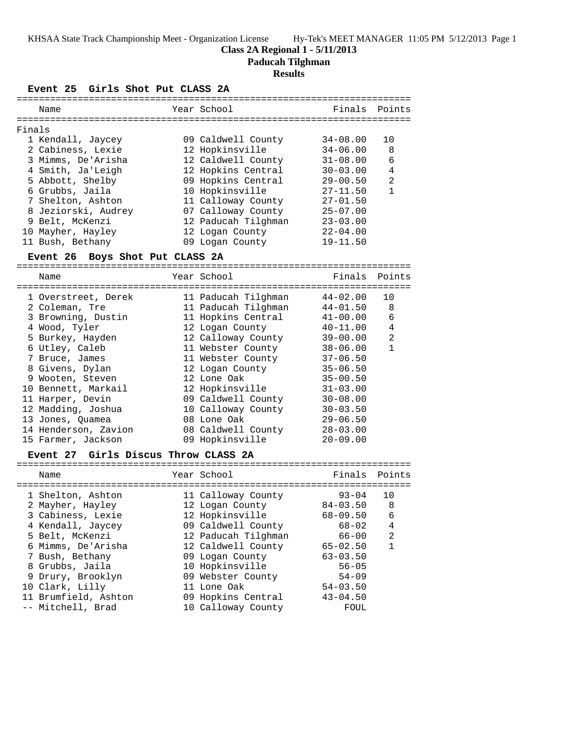Class 2A Regional 1 - 5/11/2013

Paducah Tilghman

Results

### Event 25 Girls Shot Put CLASS 2A

Finals

| | Name | Year | School | Finals | Points |
|---|---|---|---|---|---|
| 1 | Kendall, Jaycey | 09 | Caldwell County | 34-08.00 | 10 |
| 2 | Cabiness, Lexie | 12 | Hopkinsville | 34-06.00 | 8 |
| 3 | Mimms, De'Arisha | 12 | Caldwell County | 31-08.00 | 6 |
| 4 | Smith, Ja'Leigh | 12 | Hopkins Central | 30-03.00 | 4 |
| 5 | Abbott, Shelby | 09 | Hopkins Central | 29-00.50 | 2 |
| 6 | Grubbs, Jaila | 10 | Hopkinsville | 27-11.50 | 1 |
| 7 | Shelton, Ashton | 11 | Calloway County | 27-01.50 | |
| 8 | Jeziorski, Audrey | 07 | Calloway County | 25-07.00 | |
| 9 | Belt, McKenzi | 12 | Paducah Tilghman | 23-03.00 | |
| 10 | Mayher, Hayley | 12 | Logan County | 22-04.00 | |
| 11 | Bush, Bethany | 09 | Logan County | 19-11.50 | |

### Event 26 Boys Shot Put CLASS 2A

| | Name | Year | School | Finals | Points |
|---|---|---|---|---|---|
| 1 | Overstreet, Derek | 11 | Paducah Tilghman | 44-02.00 | 10 |
| 2 | Coleman, Tre | 11 | Paducah Tilghman | 44-01.50 | 8 |
| 3 | Browning, Dustin | 11 | Hopkins Central | 41-00.00 | 6 |
| 4 | Wood, Tyler | 12 | Logan County | 40-11.00 | 4 |
| 5 | Burkey, Hayden | 12 | Calloway County | 39-00.00 | 2 |
| 6 | Utley, Caleb | 11 | Webster County | 38-06.00 | 1 |
| 7 | Bruce, James | 11 | Webster County | 37-06.50 | |
| 8 | Givens, Dylan | 12 | Logan County | 35-06.50 | |
| 9 | Wooten, Steven | 12 | Lone Oak | 35-00.50 | |
| 10 | Bennett, Markail | 12 | Hopkinsville | 31-03.00 | |
| 11 | Harper, Devin | 09 | Caldwell County | 30-08.00 | |
| 12 | Madding, Joshua | 10 | Calloway County | 30-03.50 | |
| 13 | Jones, Quamea | 08 | Lone Oak | 29-06.50 | |
| 14 | Henderson, Zavion | 08 | Caldwell County | 28-03.00 | |
| 15 | Farmer, Jackson | 09 | Hopkinsville | 20-09.00 | |

### Event 27 Girls Discus Throw CLASS 2A

| | Name | Year | School | Finals | Points |
|---|---|---|---|---|---|
| 1 | Shelton, Ashton | 11 | Calloway County | 93-04 | 10 |
| 2 | Mayher, Hayley | 12 | Logan County | 84-03.50 | 8 |
| 3 | Cabiness, Lexie | 12 | Hopkinsville | 68-09.50 | 6 |
| 4 | Kendall, Jaycey | 09 | Caldwell County | 68-02 | 4 |
| 5 | Belt, McKenzi | 12 | Paducah Tilghman | 66-00 | 2 |
| 6 | Mimms, De'Arisha | 12 | Caldwell County | 65-02.50 | 1 |
| 7 | Bush, Bethany | 09 | Logan County | 63-03.50 | |
| 8 | Grubbs, Jaila | 10 | Hopkinsville | 56-05 | |
| 9 | Drury, Brooklyn | 09 | Webster County | 54-09 | |
| 10 | Clark, Lilly | 11 | Lone Oak | 54-03.50 | |
| 11 | Brumfield, Ashton | 09 | Hopkins Central | 43-04.50 | |
| -- | Mitchell, Brad | 10 | Calloway County | FOUL | |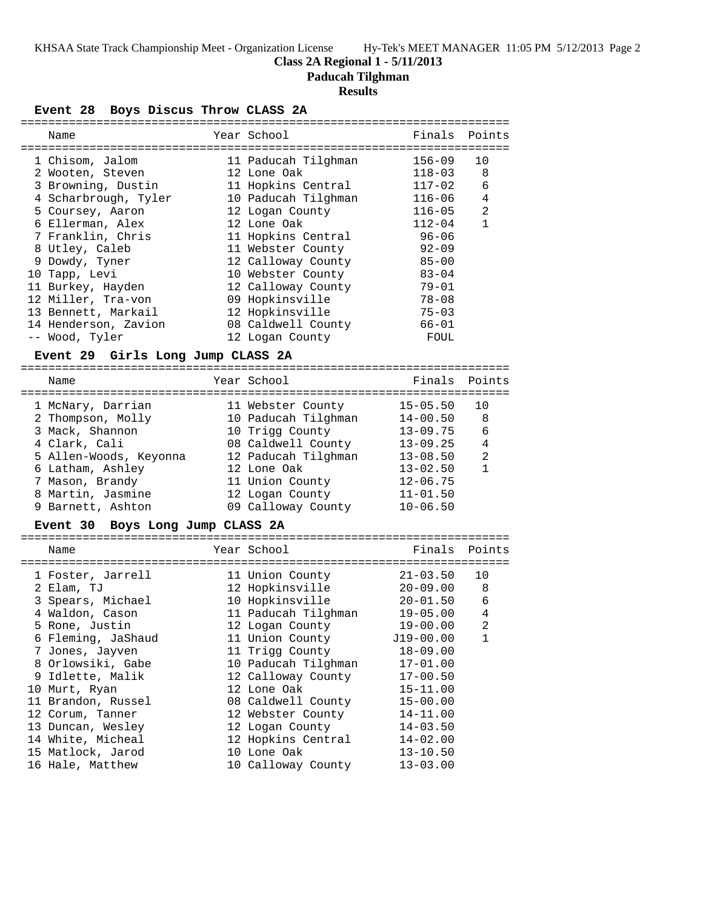## Class 2A Regional 1 - 5/11/2013

## Paducah Tilghman

## Results

### Event 28 Boys Discus Throw CLASS 2A

| | Name | Year | School | Finals | Points |
|---|---|---|---|---|---|
| 1 | Chisom, Jalom | 11 | Paducah Tilghman | 156-09 | 10 |
| 2 | Wooten, Steven | 12 | Lone Oak | 118-03 | 8 |
| 3 | Browning, Dustin | 11 | Hopkins Central | 117-02 | 6 |
| 4 | Scharbrough, Tyler | 10 | Paducah Tilghman | 116-06 | 4 |
| 5 | Coursey, Aaron | 12 | Logan County | 116-05 | 2 |
| 6 | Ellerman, Alex | 12 | Lone Oak | 112-04 | 1 |
| 7 | Franklin, Chris | 11 | Hopkins Central | 96-06 | |
| 8 | Utley, Caleb | 11 | Webster County | 92-09 | |
| 9 | Dowdy, Tyner | 12 | Calloway County | 85-00 | |
| 10 | Tapp, Levi | 10 | Webster County | 83-04 | |
| 11 | Burkey, Hayden | 12 | Calloway County | 79-01 | |
| 12 | Miller, Tra-von | 09 | Hopkinsville | 78-08 | |
| 13 | Bennett, Markail | 12 | Hopkinsville | 75-03 | |
| 14 | Henderson, Zavion | 08 | Caldwell County | 66-01 | |
| -- | Wood, Tyler | 12 | Logan County | FOUL | |

### Event 29 Girls Long Jump CLASS 2A

| | Name | Year | School | Finals | Points |
|---|---|---|---|---|---|
| 1 | McNary, Darrian | 11 | Webster County | 15-05.50 | 10 |
| 2 | Thompson, Molly | 10 | Paducah Tilghman | 14-00.50 | 8 |
| 3 | Mack, Shannon | 10 | Trigg County | 13-09.75 | 6 |
| 4 | Clark, Cali | 08 | Caldwell County | 13-09.25 | 4 |
| 5 | Allen-Woods, Keyonna | 12 | Paducah Tilghman | 13-08.50 | 2 |
| 6 | Latham, Ashley | 12 | Lone Oak | 13-02.50 | 1 |
| 7 | Mason, Brandy | 11 | Union County | 12-06.75 | |
| 8 | Martin, Jasmine | 12 | Logan County | 11-01.50 | |
| 9 | Barnett, Ashton | 09 | Calloway County | 10-06.50 | |

### Event 30 Boys Long Jump CLASS 2A

| | Name | Year | School | Finals | Points |
|---|---|---|---|---|---|
| 1 | Foster, Jarrell | 11 | Union County | 21-03.50 | 10 |
| 2 | Elam, TJ | 12 | Hopkinsville | 20-09.00 | 8 |
| 3 | Spears, Michael | 10 | Hopkinsville | 20-01.50 | 6 |
| 4 | Waldon, Cason | 11 | Paducah Tilghman | 19-05.00 | 4 |
| 5 | Rone, Justin | 12 | Logan County | 19-00.00 | 2 |
| 6 | Fleming, JaShaud | 11 | Union County | J19-00.00 | 1 |
| 7 | Jones, Jayven | 11 | Trigg County | 18-09.00 | |
| 8 | Orlowsiki, Gabe | 10 | Paducah Tilghman | 17-01.00 | |
| 9 | Idlette, Malik | 12 | Calloway County | 17-00.50 | |
| 10 | Murt, Ryan | 12 | Lone Oak | 15-11.00 | |
| 11 | Brandon, Russel | 08 | Caldwell County | 15-00.00 | |
| 12 | Corum, Tanner | 12 | Webster County | 14-11.00 | |
| 13 | Duncan, Wesley | 12 | Logan County | 14-03.50 | |
| 14 | White, Micheal | 12 | Hopkins Central | 14-02.00 | |
| 15 | Matlock, Jarod | 10 | Lone Oak | 13-10.50 | |
| 16 | Hale, Matthew | 10 | Calloway County | 13-03.00 | |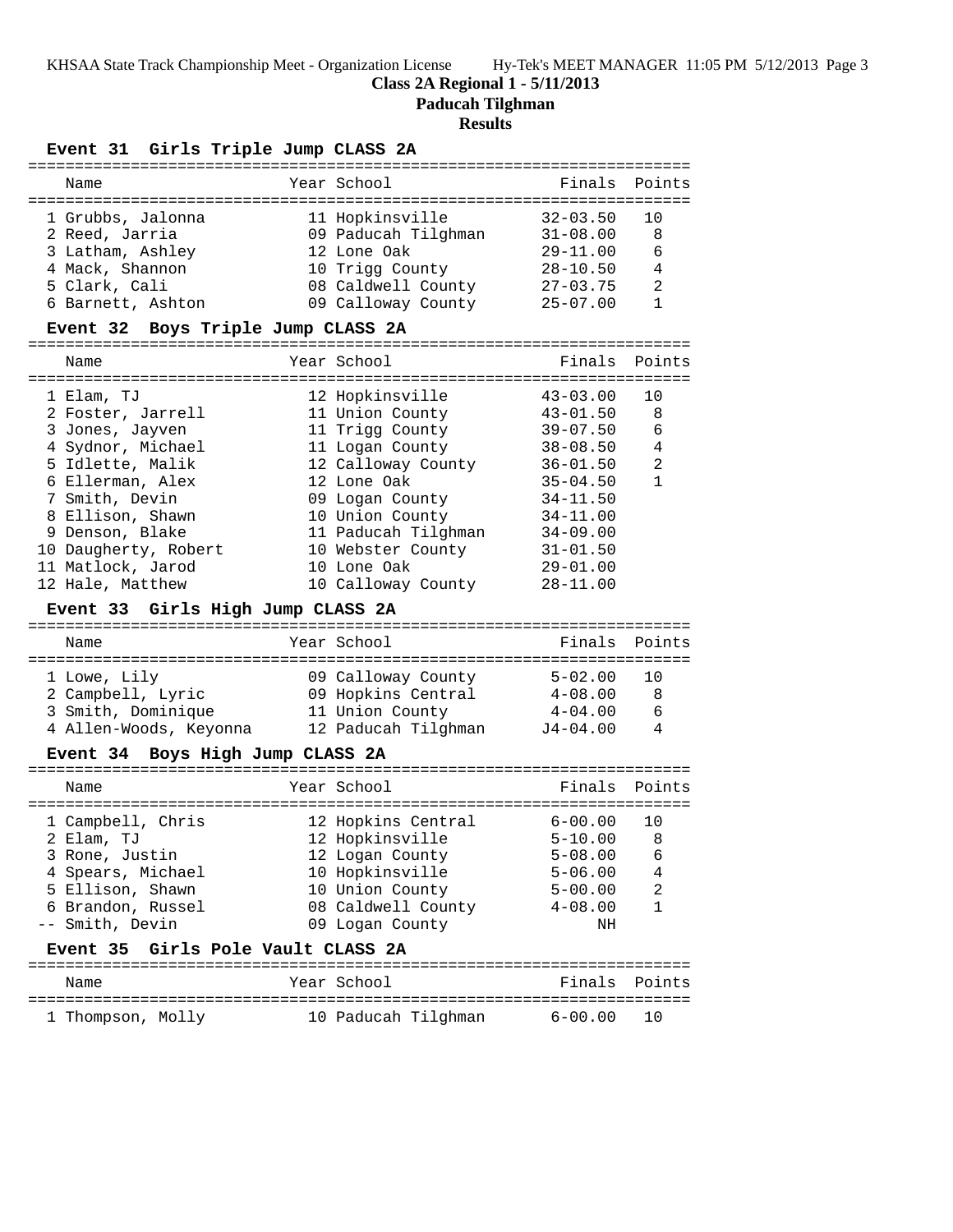**Class 2A Regional 1 - 5/11/2013**

**Paducah Tilghman**

**Results**

### Event 31 Girls Triple Jump CLASS 2A

| Name | Year | School | Finals | Points |
|---|---|---|---|---|
| 1 Grubbs, Jalonna | 11 | Hopkinsville | 32-03.50 | 10 |
| 2 Reed, Jarria | 09 | Paducah Tilghman | 31-08.00 | 8 |
| 3 Latham, Ashley | 12 | Lone Oak | 29-11.00 | 6 |
| 4 Mack, Shannon | 10 | Trigg County | 28-10.50 | 4 |
| 5 Clark, Cali | 08 | Caldwell County | 27-03.75 | 2 |
| 6 Barnett, Ashton | 09 | Calloway County | 25-07.00 | 1 |

### Event 32 Boys Triple Jump CLASS 2A

| Name | Year | School | Finals | Points |
|---|---|---|---|---|
| 1 Elam, TJ | 12 | Hopkinsville | 43-03.00 | 10 |
| 2 Foster, Jarrell | 11 | Union County | 43-01.50 | 8 |
| 3 Jones, Jayven | 11 | Trigg County | 39-07.50 | 6 |
| 4 Sydnor, Michael | 11 | Logan County | 38-08.50 | 4 |
| 5 Idlette, Malik | 12 | Calloway County | 36-01.50 | 2 |
| 6 Ellerman, Alex | 12 | Lone Oak | 35-04.50 | 1 |
| 7 Smith, Devin | 09 | Logan County | 34-11.50 | |
| 8 Ellison, Shawn | 10 | Union County | 34-11.00 | |
| 9 Denson, Blake | 11 | Paducah Tilghman | 34-09.00 | |
| 10 Daugherty, Robert | 10 | Webster County | 31-01.50 | |
| 11 Matlock, Jarod | 10 | Lone Oak | 29-01.00 | |
| 12 Hale, Matthew | 10 | Calloway County | 28-11.00 | |

### Event 33 Girls High Jump CLASS 2A

| Name | Year | School | Finals | Points |
|---|---|---|---|---|
| 1 Lowe, Lily | 09 | Calloway County | 5-02.00 | 10 |
| 2 Campbell, Lyric | 09 | Hopkins Central | 4-08.00 | 8 |
| 3 Smith, Dominique | 11 | Union County | 4-04.00 | 6 |
| 4 Allen-Woods, Keyonna | 12 | Paducah Tilghman | J4-04.00 | 4 |

### Event 34 Boys High Jump CLASS 2A

| Name | Year | School | Finals | Points |
|---|---|---|---|---|
| 1 Campbell, Chris | 12 | Hopkins Central | 6-00.00 | 10 |
| 2 Elam, TJ | 12 | Hopkinsville | 5-10.00 | 8 |
| 3 Rone, Justin | 12 | Logan County | 5-08.00 | 6 |
| 4 Spears, Michael | 10 | Hopkinsville | 5-06.00 | 4 |
| 5 Ellison, Shawn | 10 | Union County | 5-00.00 | 2 |
| 6 Brandon, Russel | 08 | Caldwell County | 4-08.00 | 1 |
| -- Smith, Devin | 09 | Logan County | NH | |

### Event 35 Girls Pole Vault CLASS 2A

| Name | Year | School | Finals | Points |
|---|---|---|---|---|
| 1 Thompson, Molly | 10 | Paducah Tilghman | 6-00.00 | 10 |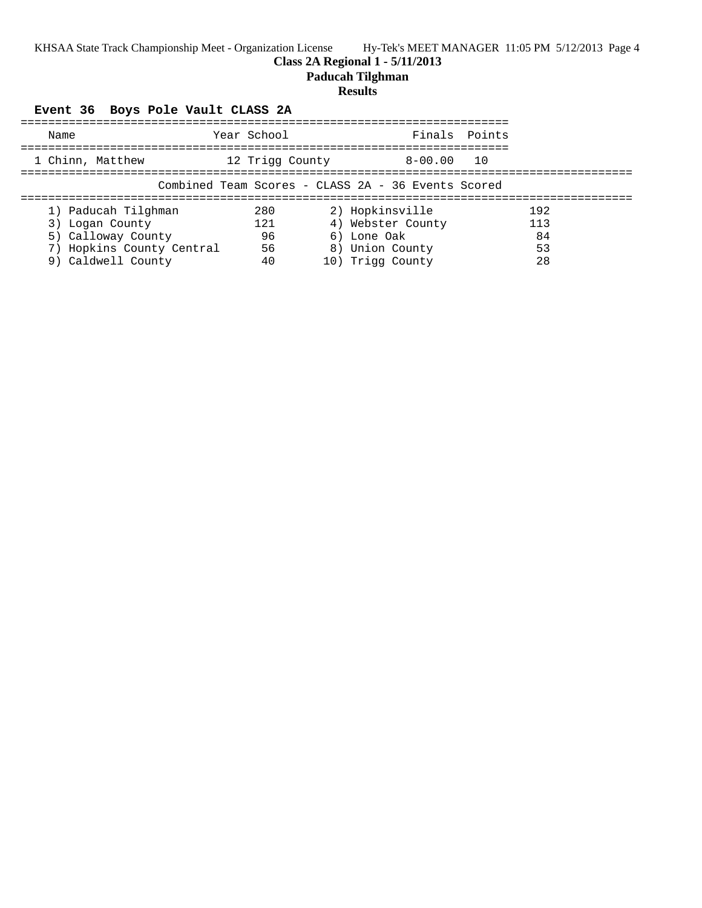**Class 2A Regional 1 - 5/11/2013**

**Paducah Tilghman**

**Results**

### Event 36 Boys Pole Vault CLASS 2A

| | Name | Year | School | Finals | Points |
|---|---|---|---|---|---|
| 1 | Chinn, Matthew | 12 | Trigg County | 8-00.00 | 10 |

### Combined Team Scores - CLASS 2A - 36 Events Scored

| | | | | | |
|---|---|---|---|---|---|
| 1) | Paducah Tilghman | 280 | 2) | Hopkinsville | 192 |
| 3) | Logan County | 121 | 4) | Webster County | 113 |
| 5) | Calloway County | 96 | 6) | Lone Oak | 84 |
| 7) | Hopkins County Central | 56 | 8) | Union County | 53 |
| 9) | Caldwell County | 40 | 10) | Trigg County | 28 |